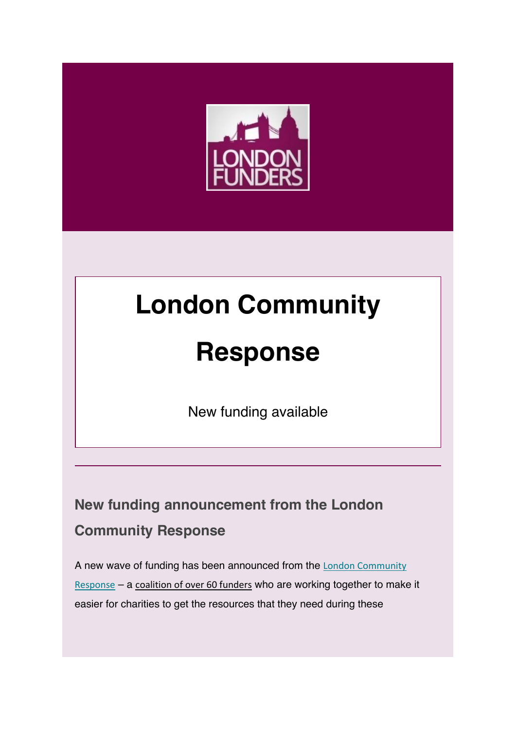# London Community Response

New funding available

## New funding announcement from the London Community Response

A new wave of funding has been announced from the London Community Response – a coalition of over 60 funders who are working together to make it easier for charities to get the resources that they need during these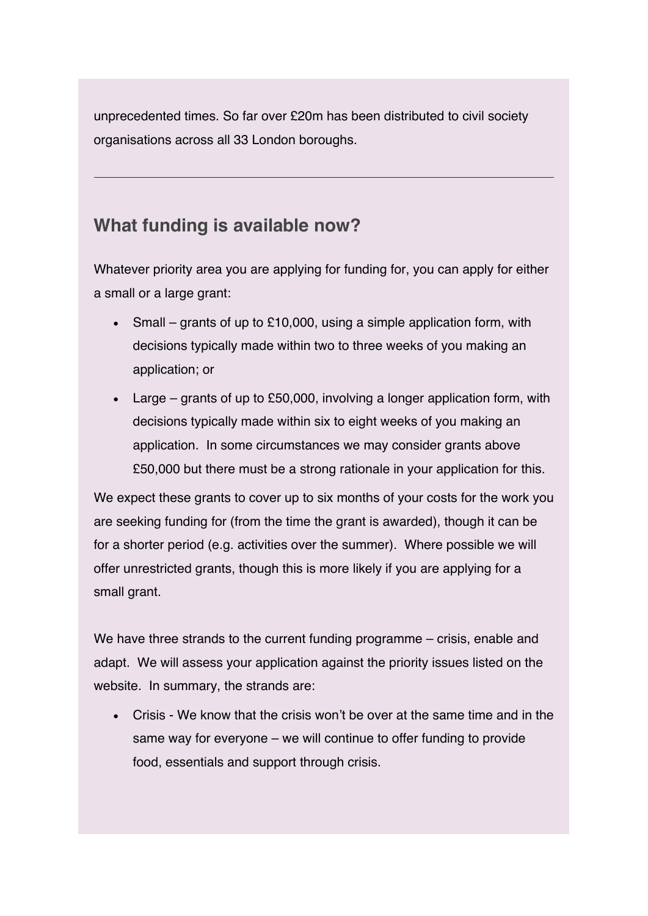unprecedented times. So far over £20m has been distributed to civil society organisations across all 33 London boroughs.

---

## What funding is available now?

Whatever priority area you are applying for funding for, you can apply for either a small or a large grant:

- Small – grants of up to £10,000, using a simple application form, with decisions typically made within two to three weeks of you making an application; or
- Large – grants of up to £50,000, involving a longer application form, with decisions typically made within six to eight weeks of you making an application. In some circumstances we may consider grants above £50,000 but there must be a strong rationale in your application for this.

We expect these grants to cover up to six months of your costs for the work you are seeking funding for (from the time the grant is awarded), though it can be for a shorter period (e.g. activities over the summer). Where possible we will offer unrestricted grants, though this is more likely if you are applying for a small grant.

We have three strands to the current funding programme – crisis, enable and adapt. We will assess your application against the priority issues listed on the website. In summary, the strands are:

- Crisis - We know that the crisis won't be over at the same time and in the same way for everyone – we will continue to offer funding to provide food, essentials and support through crisis.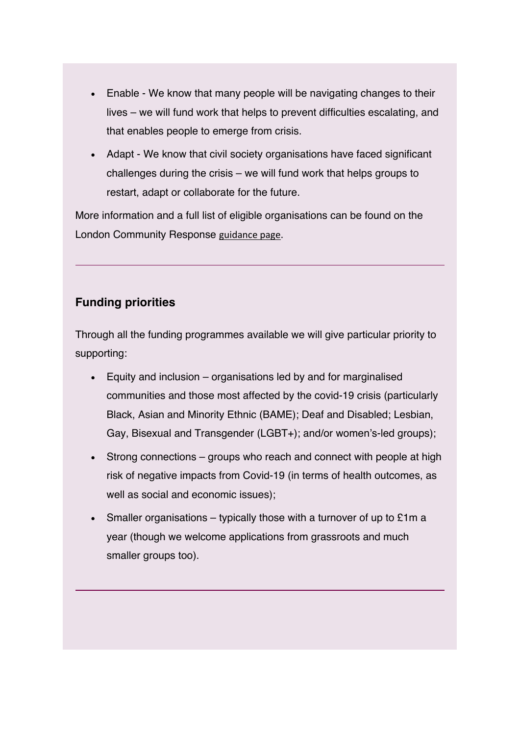- Enable - We know that many people will be navigating changes to their lives – we will fund work that helps to prevent difficulties escalating, and that enables people to emerge from crisis.
- Adapt - We know that civil society organisations have faced significant challenges during the crisis – we will fund work that helps groups to restart, adapt or collaborate for the future.

More information and a full list of eligible organisations can be found on the London Community Response guidance page.

---

## Funding priorities

Through all the funding programmes available we will give particular priority to supporting:

- Equity and inclusion – organisations led by and for marginalised communities and those most affected by the covid-19 crisis (particularly Black, Asian and Minority Ethnic (BAME); Deaf and Disabled; Lesbian, Gay, Bisexual and Transgender (LGBT+); and/or women's-led groups);
- Strong connections – groups who reach and connect with people at high risk of negative impacts from Covid-19 (in terms of health outcomes, as well as social and economic issues);
- Smaller organisations – typically those with a turnover of up to £1m a year (though we welcome applications from grassroots and much smaller groups too).

---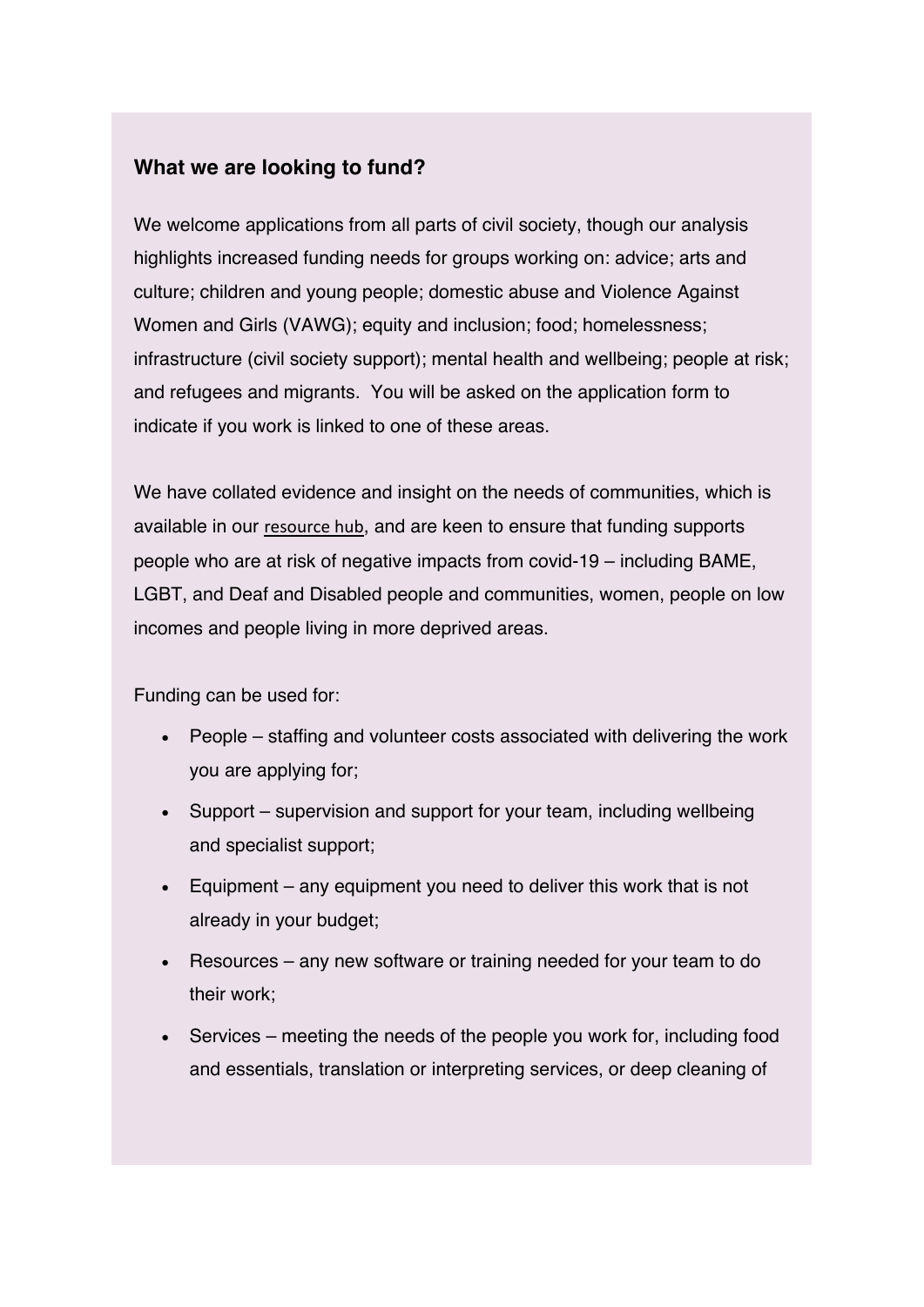### What we are looking to fund?

We welcome applications from all parts of civil society, though our analysis highlights increased funding needs for groups working on: advice; arts and culture; children and young people; domestic abuse and Violence Against Women and Girls (VAWG); equity and inclusion; food; homelessness; infrastructure (civil society support); mental health and wellbeing; people at risk; and refugees and migrants. You will be asked on the application form to indicate if you work is linked to one of these areas.

We have collated evidence and insight on the needs of communities, which is available in our resource hub, and are keen to ensure that funding supports people who are at risk of negative impacts from covid-19 – including BAME, LGBT, and Deaf and Disabled people and communities, women, people on low incomes and people living in more deprived areas.

Funding can be used for:

- People – staffing and volunteer costs associated with delivering the work you are applying for;
- Support – supervision and support for your team, including wellbeing and specialist support;
- Equipment – any equipment you need to deliver this work that is not already in your budget;
- Resources – any new software or training needed for your team to do their work;
- Services – meeting the needs of the people you work for, including food and essentials, translation or interpreting services, or deep cleaning of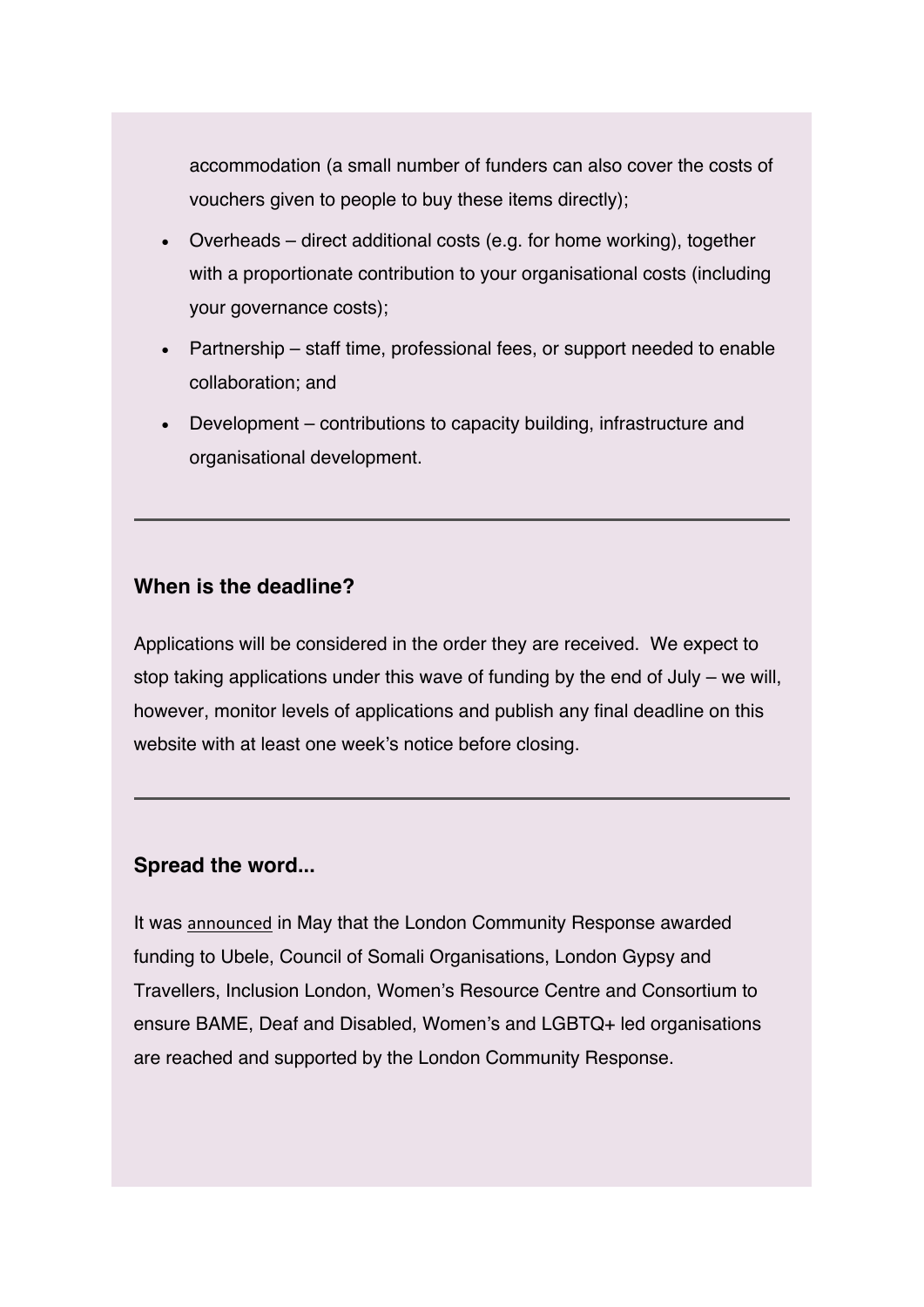accommodation (a small number of funders can also cover the costs of vouchers given to people to buy these items directly);

- Overheads – direct additional costs (e.g. for home working), together with a proportionate contribution to your organisational costs (including your governance costs);
- Partnership – staff time, professional fees, or support needed to enable collaboration; and
- Development – contributions to capacity building, infrastructure and organisational development.

---

### When is the deadline?

Applications will be considered in the order they are received. We expect to stop taking applications under this wave of funding by the end of July – we will, however, monitor levels of applications and publish any final deadline on this website with at least one week's notice before closing.

---

### Spread the word...

It was announced in May that the London Community Response awarded funding to Ubele, Council of Somali Organisations, London Gypsy and Travellers, Inclusion London, Women's Resource Centre and Consortium to ensure BAME, Deaf and Disabled, Women's and LGBTQ+ led organisations are reached and supported by the London Community Response.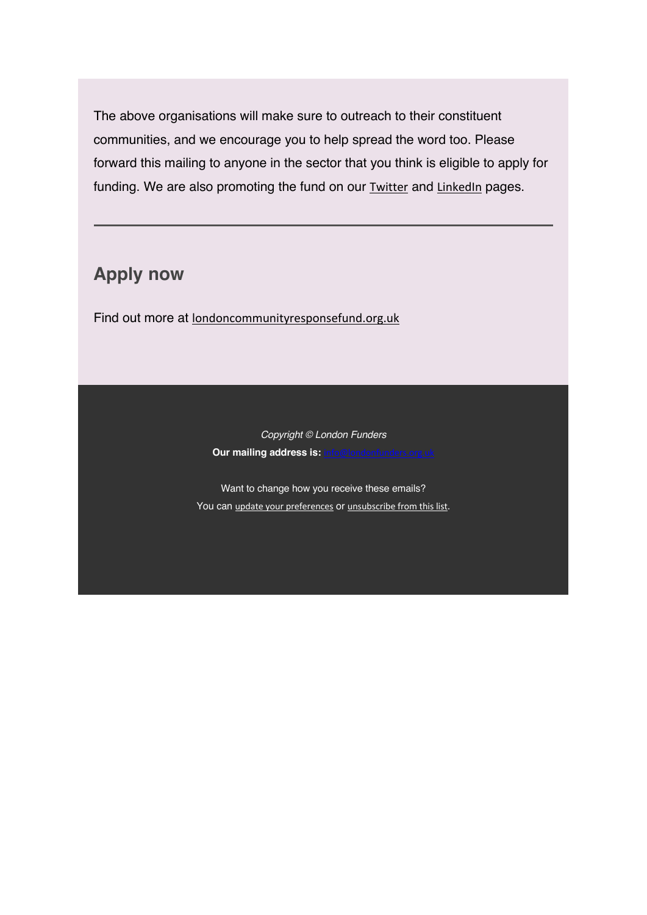The above organisations will make sure to outreach to their constituent communities, and we encourage you to help spread the word too. Please forward this mailing to anyone in the sector that you think is eligible to apply for funding. We are also promoting the fund on our Twitter and LinkedIn pages.

---

## Apply now

Find out more at londoncommunityresponsefund.org.uk

*Copyright © London Funders*
**Our mailing address is:** info@londonfunders.org.uk

Want to change how you receive these emails?
You can update your preferences or unsubscribe from this list.